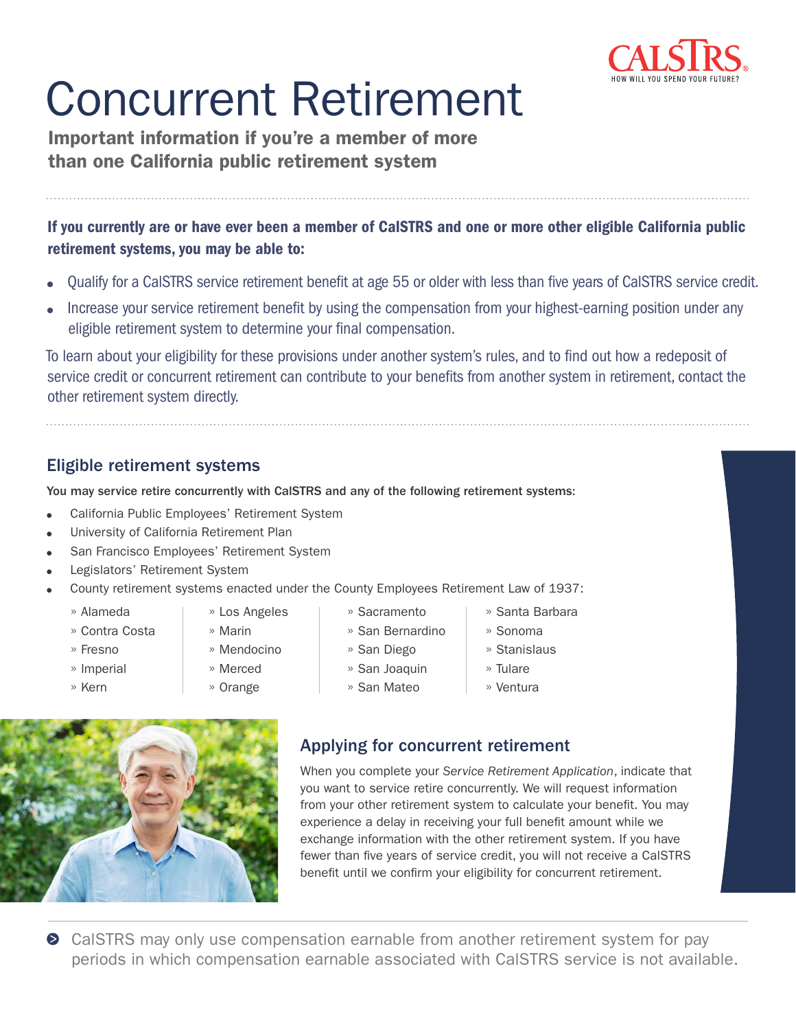# Concurrent Retirement

**Important information if you're a member of more than one California public retirement system**

**If you currently are or have ever been a member of CalSTRS and one or more other eligible California public retirement systems, you may be able to:**

- Qualify for a CalSTRS service retirement benefit at age 55 or older with less than five years of CalSTRS service credit.
- Increase your service retirement benefit by using the compensation from your highest-earning position under any eligible retirement system to determine your final compensation.

To learn about your eligibility for these provisions under another system's rules, and to find out how a redeposit of service credit or concurrent retirement can contribute to your benefits from another system in retirement, contact the other retirement system directly.

## Eligible retirement systems

**You may service retire concurrently with CalSTRS and any of the following retirement systems:**

- California Public Employees' Retirement System
- University of California Retirement Plan
- San Francisco Employees' Retirement System
- Legislators' Retirement System
- County retirement systems enacted under the County Employees Retirement Law of 1937:
  - Alameda
  - Contra Costa
  - Fresno
  - Imperial
  - Kern
  - Los Angeles
  - Marin
  - Mendocino
  - Merced
  - Orange
  - Sacramento
  - San Bernardino
  - San Diego
  - San Joaquin
  - San Mateo
  - Santa Barbara
  - Sonoma
  - Stanislaus
  - Tulare
  - Ventura

## Applying for concurrent retirement

When you complete your *Service Retirement Application*, indicate that you want to service retire concurrently. We will request information from your other retirement system to calculate your benefit. You may experience a delay in receiving your full benefit amount while we exchange information with the other retirement system. If you have fewer than five years of service credit, you will not receive a CalSTRS benefit until we confirm your eligibility for concurrent retirement.

CalSTRS may only use compensation earnable from another retirement system for pay periods in which compensation earnable associated with CalSTRS service is not available.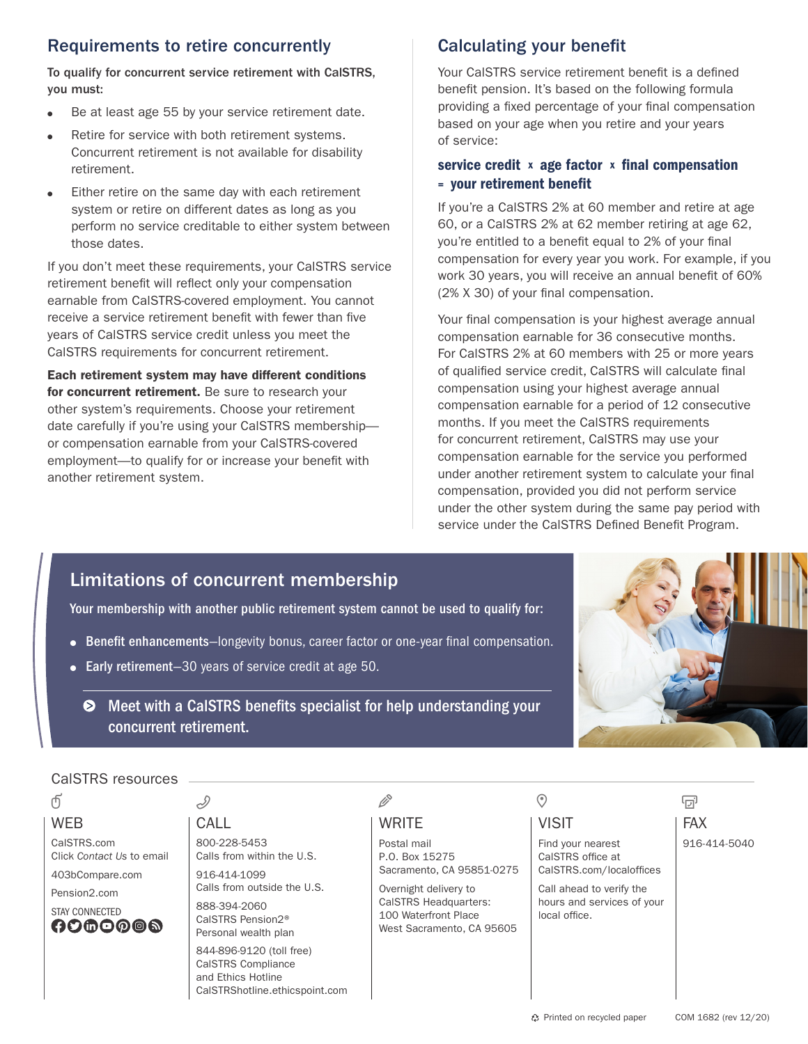## Requirements to retire concurrently

**To qualify for concurrent service retirement with CalSTRS, you must:**

- Be at least age 55 by your service retirement date.
- Retire for service with both retirement systems. Concurrent retirement is not available for disability retirement.
- Either retire on the same day with each retirement system or retire on different dates as long as you perform no service creditable to either system between those dates.

If you don't meet these requirements, your CalSTRS service retirement benefit will reflect only your compensation earnable from CalSTRS-covered employment. You cannot receive a service retirement benefit with fewer than five years of CalSTRS service credit unless you meet the CalSTRS requirements for concurrent retirement.

**Each retirement system may have different conditions for concurrent retirement.** Be sure to research your other system's requirements. Choose your retirement date carefully if you're using your CalSTRS membership—or compensation earnable from your CalSTRS-covered employment—to qualify for or increase your benefit with another retirement system.

## Calculating your benefit

Your CalSTRS service retirement benefit is a defined benefit pension. It's based on the following formula providing a fixed percentage of your final compensation based on your age when you retire and your years of service:

**service credit x age factor x final compensation = your retirement benefit**

If you're a CalSTRS 2% at 60 member and retire at age 60, or a CalSTRS 2% at 62 member retiring at age 62, you're entitled to a benefit equal to 2% of your final compensation for every year you work. For example, if you work 30 years, you will receive an annual benefit of 60% (2% X 30) of your final compensation.

Your final compensation is your highest average annual compensation earnable for 36 consecutive months. For CalSTRS 2% at 60 members with 25 or more years of qualified service credit, CalSTRS will calculate final compensation using your highest average annual compensation earnable for a period of 12 consecutive months. If you meet the CalSTRS requirements for concurrent retirement, CalSTRS may use your compensation earnable for the service you performed under another retirement system to calculate your final compensation, provided you did not perform service under the other system during the same pay period with service under the CalSTRS Defined Benefit Program.

## Limitations of concurrent membership

**Your membership with another public retirement system cannot be used to qualify for:**

- **Benefit enhancements**—longevity bonus, career factor or one-year final compensation.
- **Early retirement**—30 years of service credit at age 50.

**Meet with a CalSTRS benefits specialist for help understanding your concurrent retirement.**

### CalSTRS resources

**WEB**

CalSTRS.com
Click *Contact Us* to email

403bCompare.com

Pension2.com

STAY CONNECTED

**CALL**

800-228-5453
Calls from within the U.S.

916-414-1099
Calls from outside the U.S.

888-394-2060
CalSTRS Pension2®
Personal wealth plan

844-896-9120 (toll free)
CalSTRS Compliance and Ethics Hotline
CalSTRShotline.ethicspoint.com

**WRITE**

Postal mail
P.O. Box 15275
Sacramento, CA 95851-0275

Overnight delivery to
CalSTRS Headquarters:
100 Waterfront Place
West Sacramento, CA 95605

**VISIT**

Find your nearest CalSTRS office at CalSTRS.com/localoffices

Call ahead to verify the hours and services of your local office.

**FAX**

916-414-5040

Printed on recycled paper

COM 1682 (rev 12/20)